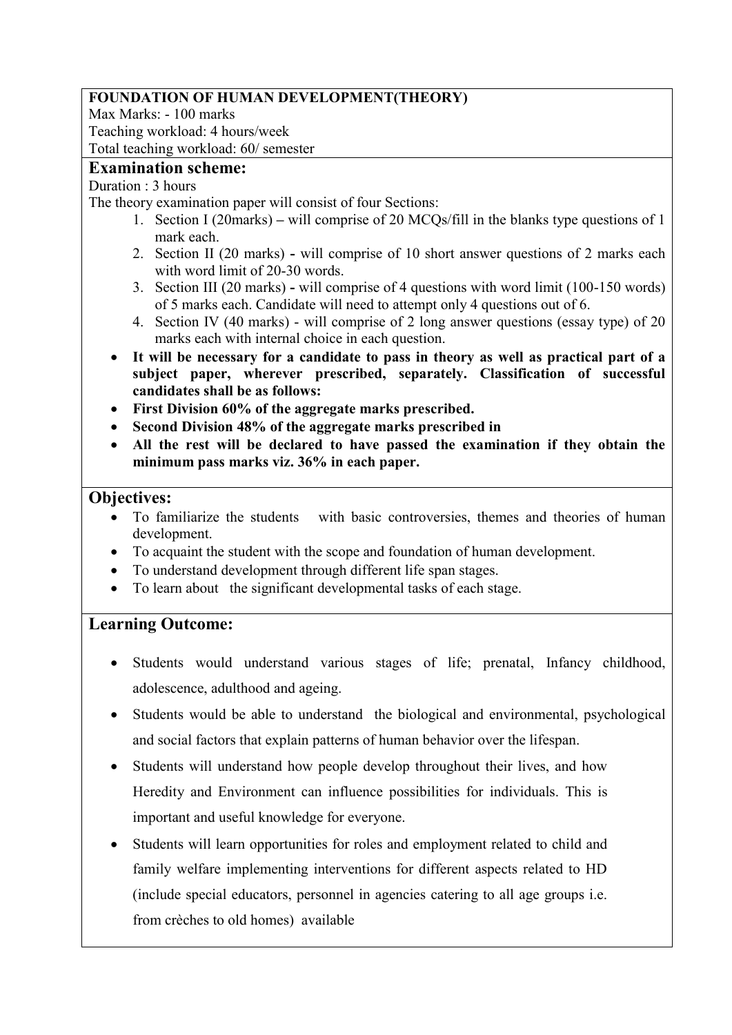**FOUNDATION OF HUMAN DEVELOPMENT(THEORY)**

Max Marks: - 100 marks

Teaching workload: 4 hours/week

Total teaching workload: 60/ semester

## Examination scheme:

Duration : 3 hours

The theory examination paper will consist of four Sections:

1. Section I (20marks) **–** will comprise of 20 MCQs/fill in the blanks type questions of 1 mark each.
2. Section II (20 marks) **-** will comprise of 10 short answer questions of 2 marks each with word limit of 20-30 words.
3. Section III (20 marks) **-** will comprise of 4 questions with word limit (100-150 words) of 5 marks each. Candidate will need to attempt only 4 questions out of 6.
4. Section IV (40 marks) - will comprise of 2 long answer questions (essay type) of 20 marks each with internal choice in each question.

- **It will be necessary for a candidate to pass in theory as well as practical part of a subject paper, wherever prescribed, separately. Classification of successful candidates shall be as follows:**
- **First Division 60% of the aggregate marks prescribed.**
- **Second Division 48% of the aggregate marks prescribed in**
- **All the rest will be declared to have passed the examination if they obtain the minimum pass marks viz. 36% in each paper.**

## Objectives:

- To familiarize the students with basic controversies, themes and theories of human development.
- To acquaint the student with the scope and foundation of human development.
- To understand development through different life span stages.
- To learn about the significant developmental tasks of each stage.

## Learning Outcome:

- Students would understand various stages of life; prenatal, Infancy childhood, adolescence, adulthood and ageing.
- Students would be able to understand the biological and environmental, psychological and social factors that explain patterns of human behavior over the lifespan.
- Students will understand how people develop throughout their lives, and how Heredity and Environment can influence possibilities for individuals. This is important and useful knowledge for everyone.
- Students will learn opportunities for roles and employment related to child and family welfare implementing interventions for different aspects related to HD (include special educators, personnel in agencies catering to all age groups i.e. from crèches to old homes) available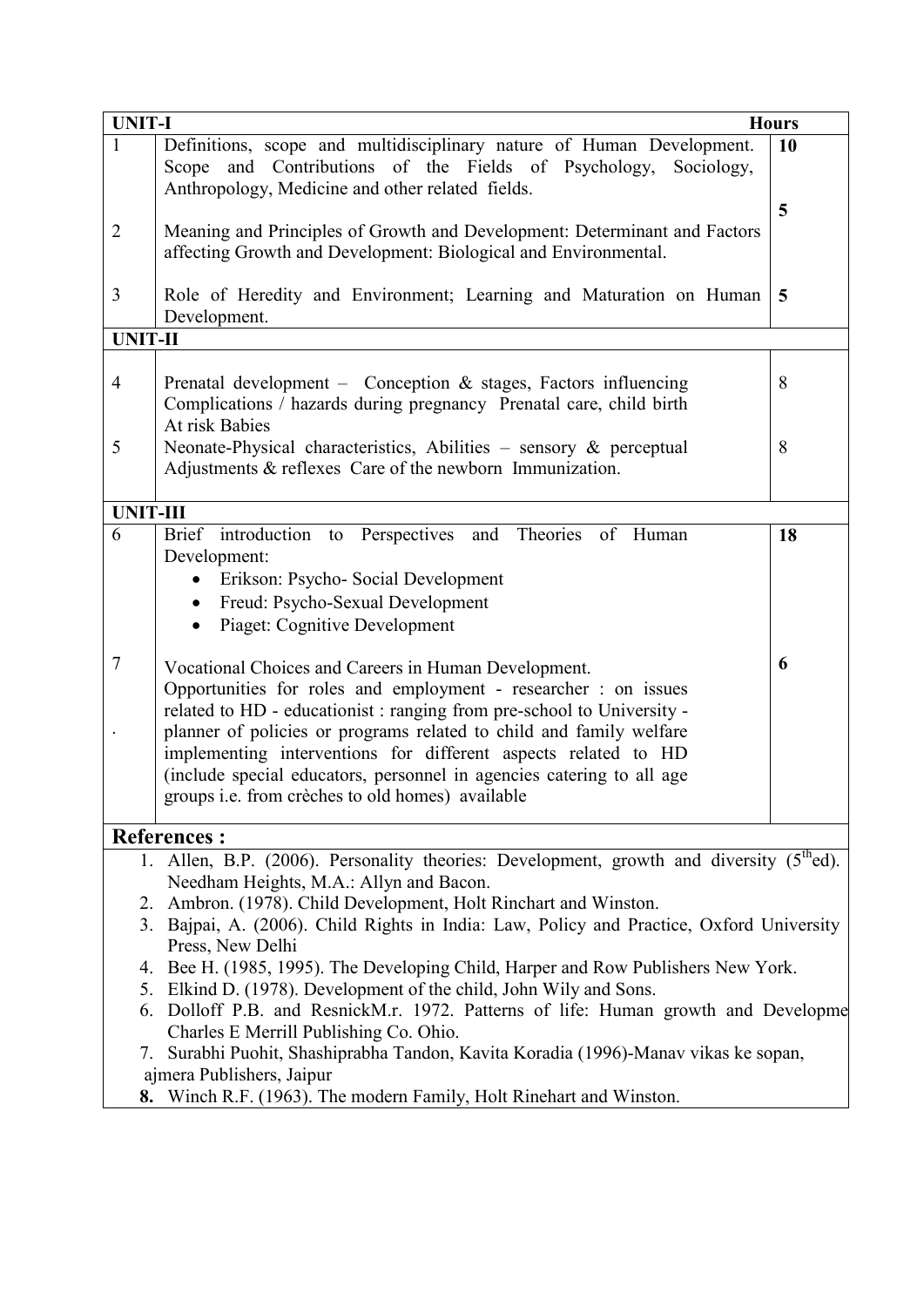| UNIT-I | | Hours |
|---|---|---|
| 1 | Definitions, scope and multidisciplinary nature of Human Development. Scope and Contributions of the Fields of Psychology, Sociology, Anthropology, Medicine and other related fields. | **10** |
| 2 | Meaning and Principles of Growth and Development: Determinant and Factors affecting Growth and Development: Biological and Environmental. | **5** |
| 3 | Role of Heredity and Environment; Learning and Maturation on Human Development. | **5** |
| **UNIT-II** | | |
| 4 | Prenatal development – Conception & stages, Factors influencing Complications / hazards during pregnancy Prenatal care, child birth At risk Babies | 8 |
| 5 | Neonate-Physical characteristics, Abilities – sensory & perceptual Adjustments & reflexes Care of the newborn Immunization. | 8 |
| **UNIT-III** | | |
| 6 | Brief introduction to Perspectives and Theories of Human Development: <br>• Erikson: Psycho- Social Development <br>• Freud: Psycho-Sexual Development <br>• Piaget: Cognitive Development | **18** |
| 7<br>. | Vocational Choices and Careers in Human Development. Opportunities for roles and employment - researcher : on issues related to HD - educationist : ranging from pre-school to University - planner of policies or programs related to child and family welfare implementing interventions for different aspects related to HD (include special educators, personnel in agencies catering to all age groups i.e. from crèches to old homes) available | **6** |

## References :

1. Allen, B.P. (2006). Personality theories: Development, growth and diversity (5th ed). Needham Heights, M.A.: Allyn and Bacon.
2. Ambron. (1978). Child Development, Holt Rinchart and Winston.
3. Bajpai, A. (2006). Child Rights in India: Law, Policy and Practice, Oxford University Press, New Delhi
4. Bee H. (1985, 1995). The Developing Child, Harper and Row Publishers New York.
5. Elkind D. (1978). Development of the child, John Wily and Sons.
6. Dolloff P.B. and ResnickM.r. 1972. Patterns of life: Human growth and Developme Charles E Merrill Publishing Co. Ohio.
7. Surabhi Puohit, Shashiprabha Tandon, Kavita Koradia (1996)-Manav vikas ke sopan, ajmera Publishers, Jaipur
8. Winch R.F. (1963). The modern Family, Holt Rinehart and Winston.